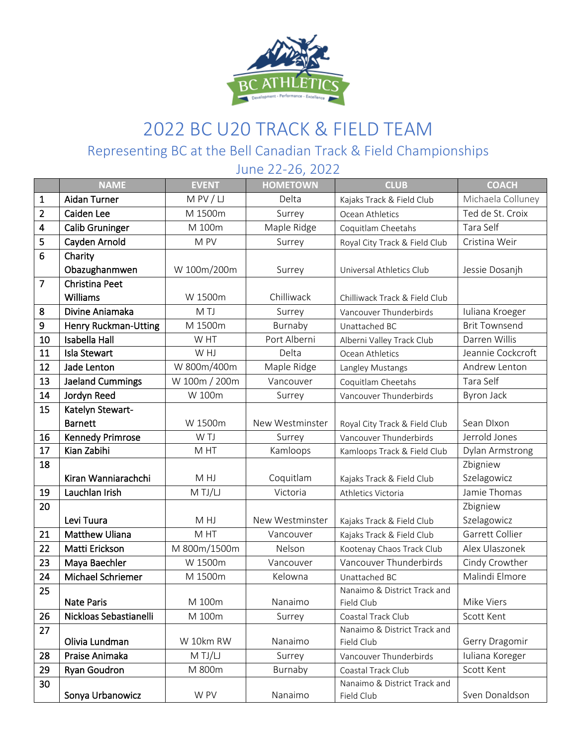# 2022 BC U20 TRACK & FIELD TEAM

## Representing BC at the Bell Canadian Track & Field Championships

## June 22-26, 2022

| | NAME | EVENT | HOMETOWN | CLUB | COACH |
|---|---|---|---|---|---|
| 1 | Aidan Turner | M PV / LJ | Delta | Kajaks Track & Field Club | Michaela Colluney |
| 2 | Caiden Lee | M 1500m | Surrey | Ocean Athletics | Ted de St. Croix |
| 4 | Calib Gruninger | M 100m | Maple Ridge | Coquitlam Cheetahs | Tara Self |
| 5 | Cayden Arnold | M PV | Surrey | Royal City Track & Field Club | Cristina Weir |
| 6 | Charity Obazughanmwen | W 100m/200m | Surrey | Universal Athletics Club | Jessie Dosanjh |
| 7 | Christina Peet Williams | W 1500m | Chilliwack | Chilliwack Track & Field Club | |
| 8 | Divine Aniamaka | M TJ | Surrey | Vancouver Thunderbirds | Iuliana Kroeger |
| 9 | Henry Ruckman-Utting | M 1500m | Burnaby | Unattached BC | Brit Townsend |
| 10 | Isabella Hall | W HT | Port Alberni | Alberni Valley Track Club | Darren Willis |
| 11 | Isla Stewart | W HJ | Delta | Ocean Athletics | Jeannie Cockcroft |
| 12 | Jade Lenton | W 800m/400m | Maple Ridge | Langley Mustangs | Andrew Lenton |
| 13 | Jaeland Cummings | W 100m / 200m | Vancouver | Coquitlam Cheetahs | Tara Self |
| 14 | Jordyn Reed | W 100m | Surrey | Vancouver Thunderbirds | Byron Jack |
| 15 | Katelyn Stewart-Barnett | W 1500m | New Westminster | Royal City Track & Field Club | Sean DIxon |
| 16 | Kennedy Primrose | W TJ | Surrey | Vancouver Thunderbirds | Jerrold Jones |
| 17 | Kian Zabihi | M HT | Kamloops | Kamloops Track & Field Club | Dylan Armstrong |
| 18 | Kiran Wanniarachchi | M HJ | Coquitlam | Kajaks Track & Field Club | Zbigniew Szelagowicz |
| 19 | Lauchlan Irish | M TJ/LJ | Victoria | Athletics Victoria | Jamie Thomas |
| 20 | Levi Tuura | M HJ | New Westminster | Kajaks Track & Field Club | Zbigniew Szelagowicz |
| 21 | Matthew Uliana | M HT | Vancouver | Kajaks Track & Field Club | Garrett Collier |
| 22 | Matti Erickson | M 800m/1500m | Nelson | Kootenay Chaos Track Club | Alex Ulaszonek |
| 23 | Maya Baechler | W 1500m | Vancouver | Vancouver Thunderbirds | Cindy Crowther |
| 24 | Michael Schriemer | M 1500m | Kelowna | Unattached BC | Malindi Elmore |
| 25 | Nate Paris | M 100m | Nanaimo | Nanaimo & District Track and Field Club | Mike Viers |
| 26 | Nickloas Sebastianelli | M 100m | Surrey | Coastal Track Club | Scott Kent |
| 27 | Olivia Lundman | W 10km RW | Nanaimo | Nanaimo & District Track and Field Club | Gerry Dragomir |
| 28 | Praise Animaka | M TJ/LJ | Surrey | Vancouver Thunderbirds | Iuliana Koreger |
| 29 | Ryan Goudron | M 800m | Burnaby | Coastal Track Club | Scott Kent |
| 30 | Sonya Urbanowicz | W PV | Nanaimo | Nanaimo & District Track and Field Club | Sven Donaldson |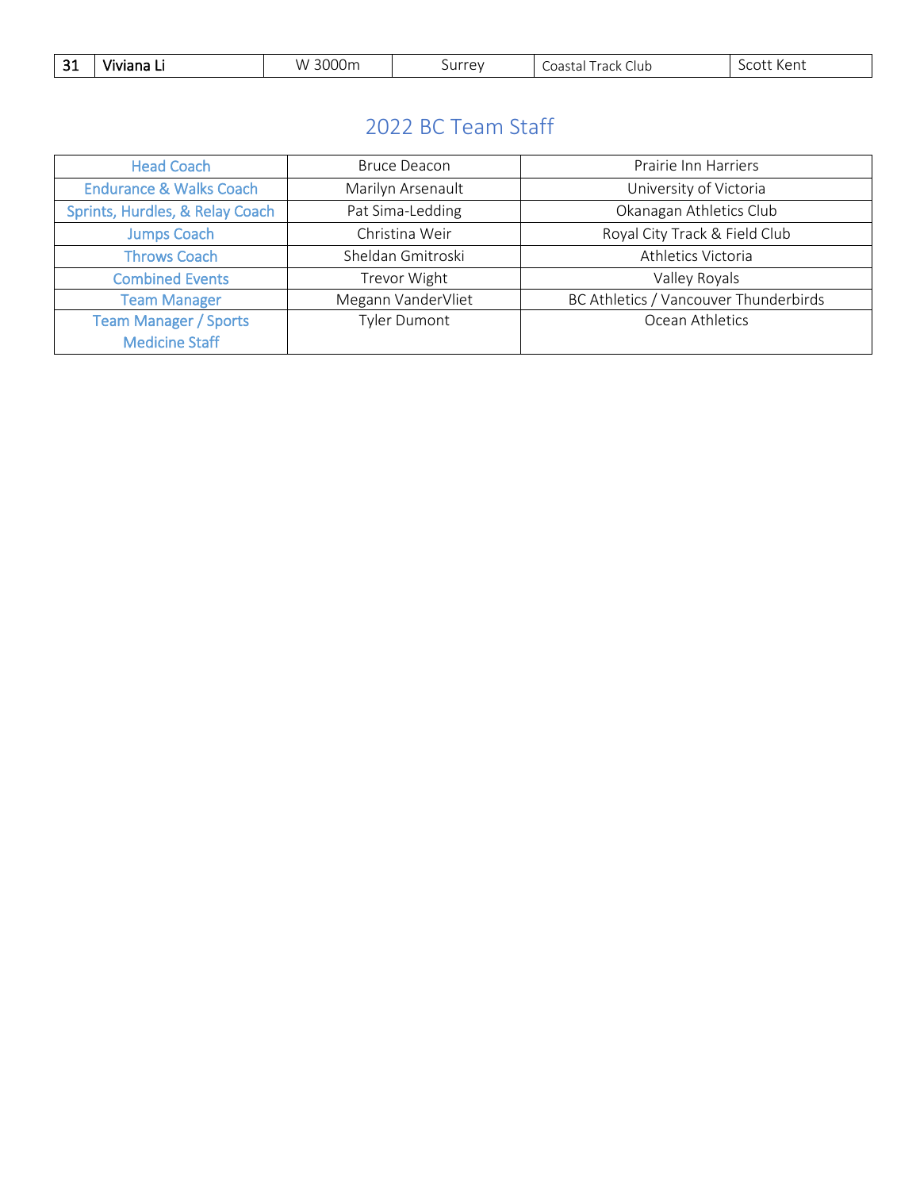| | | | | | |
|---|---|---|---|---|---|
| 31 | **Viviana Li** | W 3000m | Surrey | Coastal Track Club | Scott Kent |

## 2022 BC Team Staff

| | | |
|---|---|---|
| Head Coach | Bruce Deacon | Prairie Inn Harriers |
| Endurance & Walks Coach | Marilyn Arsenault | University of Victoria |
| Sprints, Hurdles, & Relay Coach | Pat Sima-Ledding | Okanagan Athletics Club |
| Jumps Coach | Christina Weir | Royal City Track & Field Club |
| Throws Coach | Sheldan Gmitroski | Athletics Victoria |
| Combined Events | Trevor Wight | Valley Royals |
| Team Manager | Megann VanderVliet | BC Athletics / Vancouver Thunderbirds |
| Team Manager / Sports Medicine Staff | Tyler Dumont | Ocean Athletics |